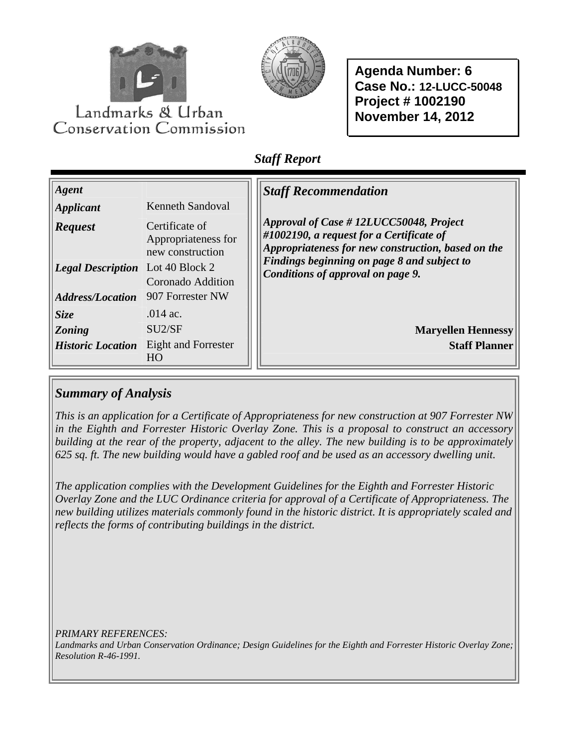Landmarks & Urban Conservation Commission

**Agenda Number: 6**
**Case No.: 12-LUCC-50048**
**Project # 1002190**
**November 14, 2012**

*Staff Report*

| | |
|---|---|
| ***Agent*** | |
| ***Applicant*** | Kenneth Sandoval |
| ***Request*** | Certificate of Appropriateness for new construction |
| ***Legal Description*** | Lot 40 Block 2 Coronado Addition |
| ***Address/Location*** | 907 Forrester NW |
| ***Size*** | .014 ac. |
| ***Zoning*** | SU2/SF |
| ***Historic Location*** | Eight and Forrester HO |

## *Staff Recommendation*

***Approval of Case # 12LUCC50048, Project #1002190, a request for a Certificate of Appropriateness for new construction, based on the Findings beginning on page 8 and subject to Conditions of approval on page 9.***

**Maryellen Hennessy**
**Staff Planner**

## *Summary of Analysis*

*This is an application for a Certificate of Appropriateness for new construction at 907 Forrester NW in the Eighth and Forrester Historic Overlay Zone. This is a proposal to construct an accessory building at the rear of the property, adjacent to the alley. The new building is to be approximately 625 sq. ft. The new building would have a gabled roof and be used as an accessory dwelling unit.*

*The application complies with the Development Guidelines for the Eighth and Forrester Historic Overlay Zone and the LUC Ordinance criteria for approval of a Certificate of Appropriateness. The new building utilizes materials commonly found in the historic district. It is appropriately scaled and reflects the forms of contributing buildings in the district.*

*PRIMARY REFERENCES:*
*Landmarks and Urban Conservation Ordinance; Design Guidelines for the Eighth and Forrester Historic Overlay Zone; Resolution R-46-1991.*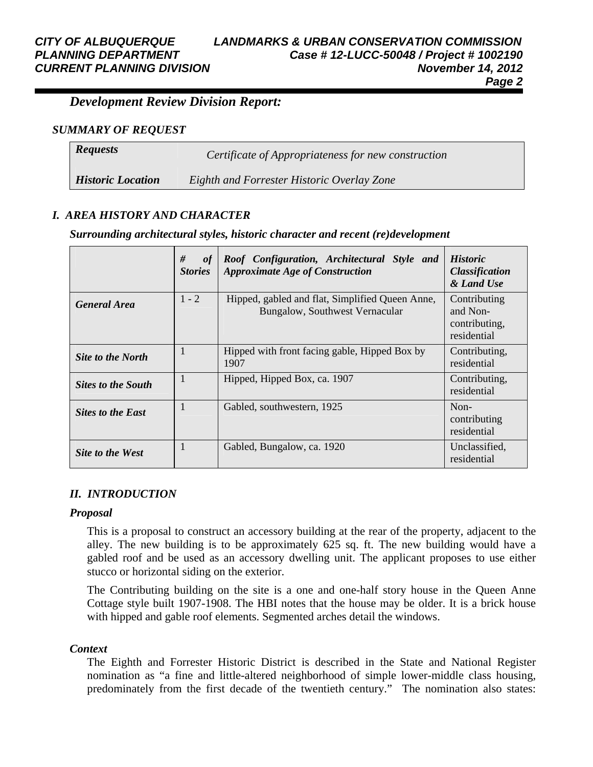## *Development Review Division Report:*

### *SUMMARY OF REQUEST*

| | |
|---|---|
| ***Requests*** | *Certificate of Appropriateness for new construction* |
| ***Historic Location*** | *Eighth and Forrester Historic Overlay Zone* |

### *I. AREA HISTORY AND CHARACTER*

***Surrounding architectural styles, historic character and recent (re)development***

| | *# of Stories* | *Roof Configuration, Architectural Style and Approximate Age of Construction* | *Historic Classification & Land Use* |
|---|---|---|---|
| ***General Area*** | 1 - 2 | Hipped, gabled and flat, Simplified Queen Anne, Bungalow, Southwest Vernacular | Contributing and Non-contributing, residential |
| ***Site to the North*** | 1 | Hipped with front facing gable, Hipped Box by 1907 | Contributing, residential |
| ***Sites to the South*** | 1 | Hipped, Hipped Box, ca. 1907 | Contributing, residential |
| ***Sites to the East*** | 1 | Gabled, southwestern, 1925 | Non-contributing residential |
| ***Site to the West*** | 1 | Gabled, Bungalow, ca. 1920 | Unclassified, residential |

### *II. INTRODUCTION*

***Proposal***

This is a proposal to construct an accessory building at the rear of the property, adjacent to the alley. The new building is to be approximately 625 sq. ft. The new building would have a gabled roof and be used as an accessory dwelling unit. The applicant proposes to use either stucco or horizontal siding on the exterior.

The Contributing building on the site is a one and one-half story house in the Queen Anne Cottage style built 1907-1908. The HBI notes that the house may be older. It is a brick house with hipped and gable roof elements. Segmented arches detail the windows.

***Context***

The Eighth and Forrester Historic District is described in the State and National Register nomination as "a fine and little-altered neighborhood of simple lower-middle class housing, predominately from the first decade of the twentieth century." The nomination also states: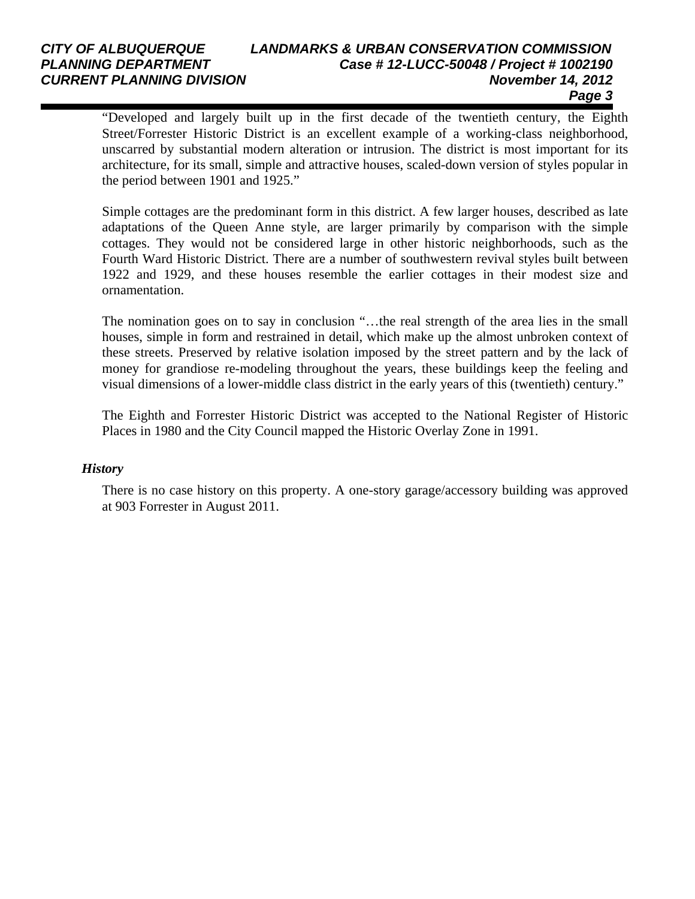"Developed and largely built up in the first decade of the twentieth century, the Eighth Street/Forrester Historic District is an excellent example of a working-class neighborhood, unscarred by substantial modern alteration or intrusion. The district is most important for its architecture, for its small, simple and attractive houses, scaled-down version of styles popular in the period between 1901 and 1925."

Simple cottages are the predominant form in this district. A few larger houses, described as late adaptations of the Queen Anne style, are larger primarily by comparison with the simple cottages. They would not be considered large in other historic neighborhoods, such as the Fourth Ward Historic District. There are a number of southwestern revival styles built between 1922 and 1929, and these houses resemble the earlier cottages in their modest size and ornamentation.

The nomination goes on to say in conclusion "…the real strength of the area lies in the small houses, simple in form and restrained in detail, which make up the almost unbroken context of these streets. Preserved by relative isolation imposed by the street pattern and by the lack of money for grandiose re-modeling throughout the years, these buildings keep the feeling and visual dimensions of a lower-middle class district in the early years of this (twentieth) century."

The Eighth and Forrester Historic District was accepted to the National Register of Historic Places in 1980 and the City Council mapped the Historic Overlay Zone in 1991.

### *History*

There is no case history on this property. A one-story garage/accessory building was approved at 903 Forrester in August 2011.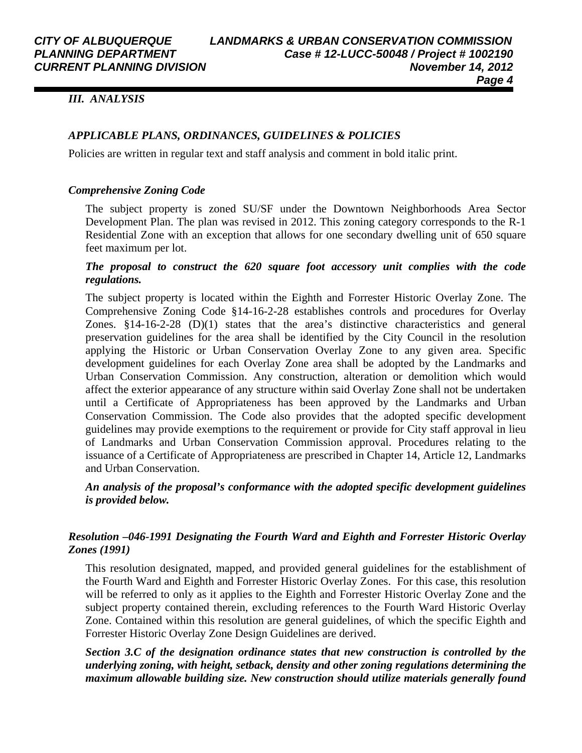### *III. ANALYSIS*

### *APPLICABLE PLANS, ORDINANCES, GUIDELINES & POLICIES*

Policies are written in regular text and staff analysis and comment in bold italic print.

#### *Comprehensive Zoning Code*

The subject property is zoned SU/SF under the Downtown Neighborhoods Area Sector Development Plan. The plan was revised in 2012. This zoning category corresponds to the R-1 Residential Zone with an exception that allows for one secondary dwelling unit of 650 square feet maximum per lot.

***The proposal to construct the 620 square foot accessory unit complies with the code regulations.***

The subject property is located within the Eighth and Forrester Historic Overlay Zone. The Comprehensive Zoning Code §14-16-2-28 establishes controls and procedures for Overlay Zones. §14-16-2-28 (D)(1) states that the area's distinctive characteristics and general preservation guidelines for the area shall be identified by the City Council in the resolution applying the Historic or Urban Conservation Overlay Zone to any given area. Specific development guidelines for each Overlay Zone area shall be adopted by the Landmarks and Urban Conservation Commission. Any construction, alteration or demolition which would affect the exterior appearance of any structure within said Overlay Zone shall not be undertaken until a Certificate of Appropriateness has been approved by the Landmarks and Urban Conservation Commission. The Code also provides that the adopted specific development guidelines may provide exemptions to the requirement or provide for City staff approval in lieu of Landmarks and Urban Conservation Commission approval. Procedures relating to the issuance of a Certificate of Appropriateness are prescribed in Chapter 14, Article 12, Landmarks and Urban Conservation.

***An analysis of the proposal's conformance with the adopted specific development guidelines is provided below.***

#### *Resolution –046-1991 Designating the Fourth Ward and Eighth and Forrester Historic Overlay Zones (1991)*

This resolution designated, mapped, and provided general guidelines for the establishment of the Fourth Ward and Eighth and Forrester Historic Overlay Zones. For this case, this resolution will be referred to only as it applies to the Eighth and Forrester Historic Overlay Zone and the subject property contained therein, excluding references to the Fourth Ward Historic Overlay Zone. Contained within this resolution are general guidelines, of which the specific Eighth and Forrester Historic Overlay Zone Design Guidelines are derived.

***Section 3.C of the designation ordinance states that new construction is controlled by the underlying zoning, with height, setback, density and other zoning regulations determining the maximum allowable building size. New construction should utilize materials generally found***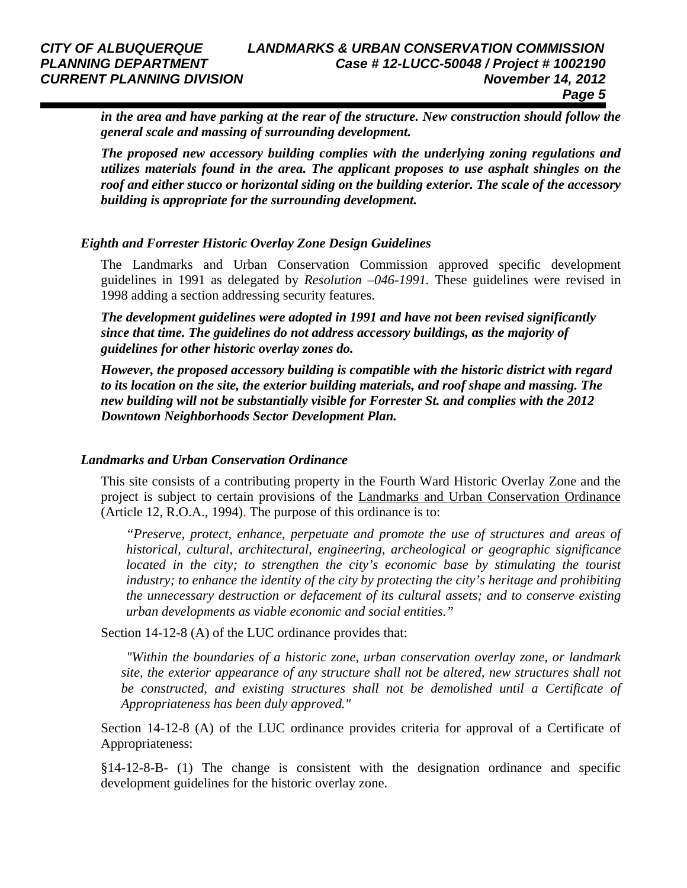***in the area and have parking at the rear of the structure. New construction should follow the general scale and massing of surrounding development.***

***The proposed new accessory building complies with the underlying zoning regulations and utilizes materials found in the area. The applicant proposes to use asphalt shingles on the roof and either stucco or horizontal siding on the building exterior. The scale of the accessory building is appropriate for the surrounding development.***

### *Eighth and Forrester Historic Overlay Zone Design Guidelines*

The Landmarks and Urban Conservation Commission approved specific development guidelines in 1991 as delegated by *Resolution –046-1991.* These guidelines were revised in 1998 adding a section addressing security features.

***The development guidelines were adopted in 1991 and have not been revised significantly since that time. The guidelines do not address accessory buildings, as the majority of guidelines for other historic overlay zones do.***

***However, the proposed accessory building is compatible with the historic district with regard to its location on the site, the exterior building materials, and roof shape and massing. The new building will not be substantially visible for Forrester St. and complies with the 2012 Downtown Neighborhoods Sector Development Plan.***

### *Landmarks and Urban Conservation Ordinance*

This site consists of a contributing property in the Fourth Ward Historic Overlay Zone and the project is subject to certain provisions of the Landmarks and Urban Conservation Ordinance (Article 12, R.O.A., 1994). The purpose of this ordinance is to:

> *"Preserve, protect, enhance, perpetuate and promote the use of structures and areas of historical, cultural, architectural, engineering, archeological or geographic significance located in the city; to strengthen the city's economic base by stimulating the tourist industry; to enhance the identity of the city by protecting the city's heritage and prohibiting the unnecessary destruction or defacement of its cultural assets; and to conserve existing urban developments as viable economic and social entities."*

Section 14-12-8 (A) of the LUC ordinance provides that:

> *"Within the boundaries of a historic zone, urban conservation overlay zone, or landmark site, the exterior appearance of any structure shall not be altered, new structures shall not be constructed, and existing structures shall not be demolished until a Certificate of Appropriateness has been duly approved."*

Section 14-12-8 (A) of the LUC ordinance provides criteria for approval of a Certificate of Appropriateness:

§14-12-8-B- (1) The change is consistent with the designation ordinance and specific development guidelines for the historic overlay zone.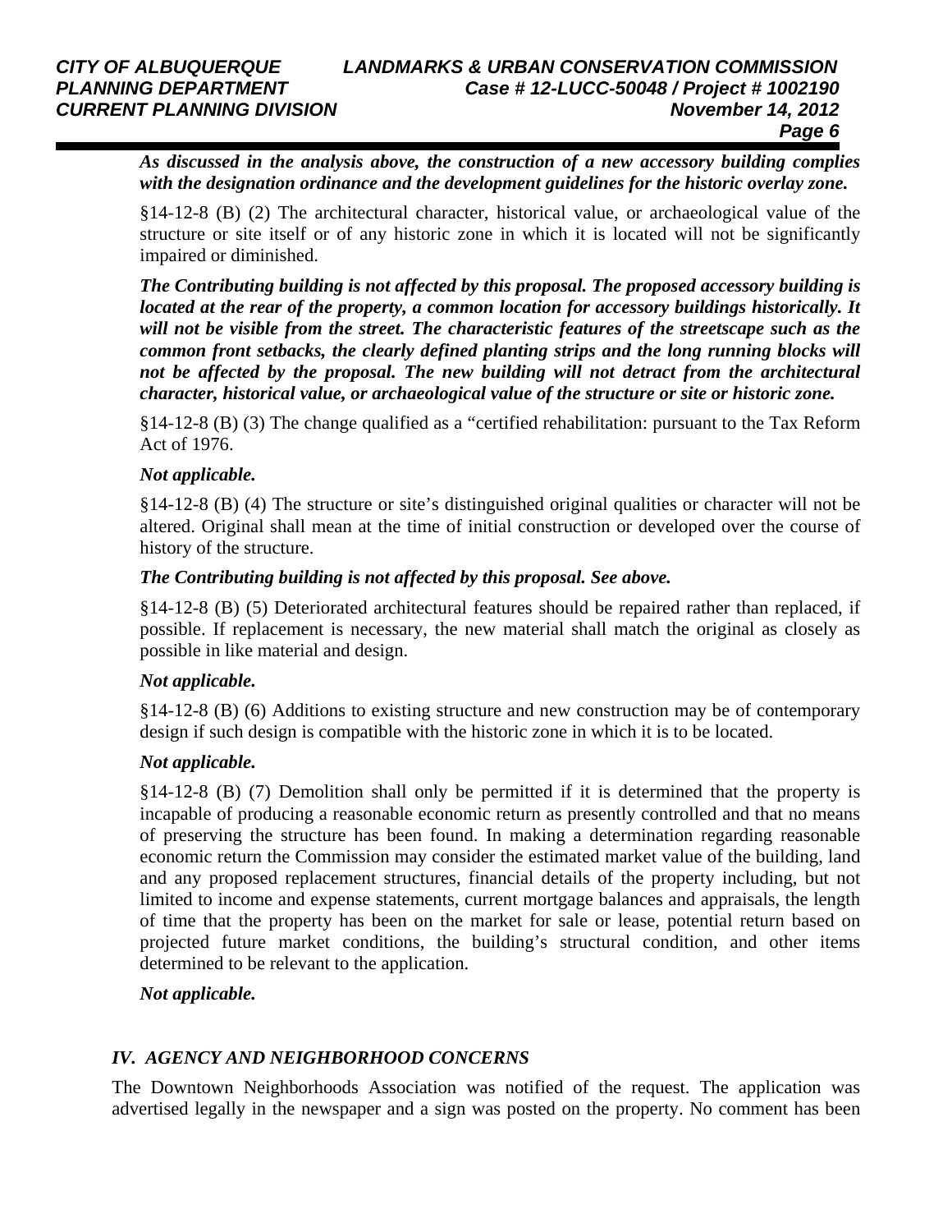***As discussed in the analysis above, the construction of a new accessory building complies with the designation ordinance and the development guidelines for the historic overlay zone.***

§14-12-8 (B) (2) The architectural character, historical value, or archaeological value of the structure or site itself or of any historic zone in which it is located will not be significantly impaired or diminished.

***The Contributing building is not affected by this proposal. The proposed accessory building is located at the rear of the property, a common location for accessory buildings historically. It will not be visible from the street. The characteristic features of the streetscape such as the common front setbacks, the clearly defined planting strips and the long running blocks will not be affected by the proposal. The new building will not detract from the architectural character, historical value, or archaeological value of the structure or site or historic zone.***

§14-12-8 (B) (3) The change qualified as a "certified rehabilitation: pursuant to the Tax Reform Act of 1976.

***Not applicable.***

§14-12-8 (B) (4) The structure or site's distinguished original qualities or character will not be altered. Original shall mean at the time of initial construction or developed over the course of history of the structure.

***The Contributing building is not affected by this proposal. See above.***

§14-12-8 (B) (5) Deteriorated architectural features should be repaired rather than replaced, if possible. If replacement is necessary, the new material shall match the original as closely as possible in like material and design.

***Not applicable.***

§14-12-8 (B) (6) Additions to existing structure and new construction may be of contemporary design if such design is compatible with the historic zone in which it is to be located.

***Not applicable.***

§14-12-8 (B) (7) Demolition shall only be permitted if it is determined that the property is incapable of producing a reasonable economic return as presently controlled and that no means of preserving the structure has been found. In making a determination regarding reasonable economic return the Commission may consider the estimated market value of the building, land and any proposed replacement structures, financial details of the property including, but not limited to income and expense statements, current mortgage balances and appraisals, the length of time that the property has been on the market for sale or lease, potential return based on projected future market conditions, the building's structural condition, and other items determined to be relevant to the application.

***Not applicable.***

## *IV. AGENCY AND NEIGHBORHOOD CONCERNS*

The Downtown Neighborhoods Association was notified of the request. The application was advertised legally in the newspaper and a sign was posted on the property. No comment has been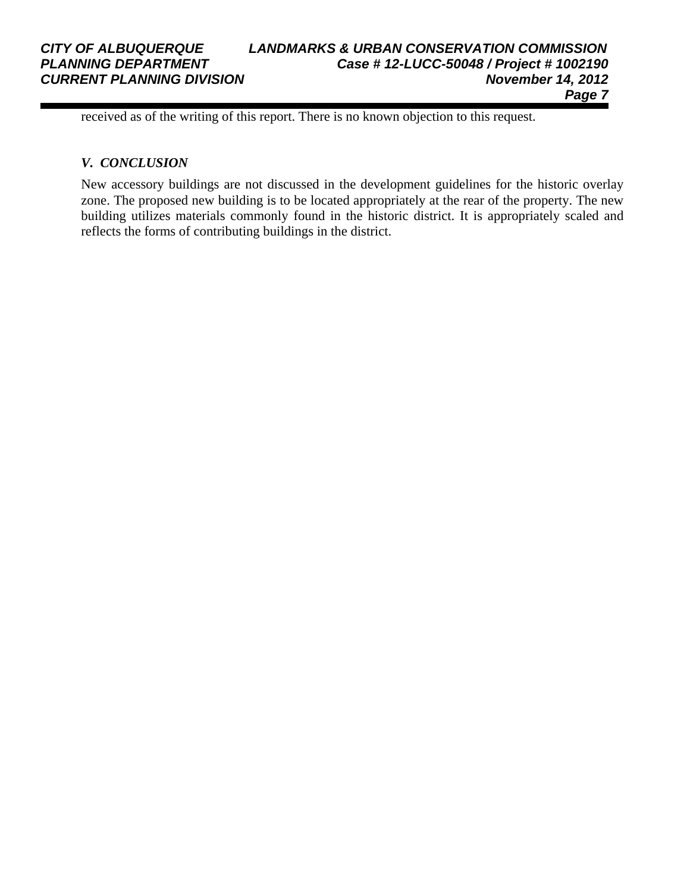received as of the writing of this report. There is no known objection to this request.

### *V. CONCLUSION*

New accessory buildings are not discussed in the development guidelines for the historic overlay zone. The proposed new building is to be located appropriately at the rear of the property. The new building utilizes materials commonly found in the historic district. It is appropriately scaled and reflects the forms of contributing buildings in the district.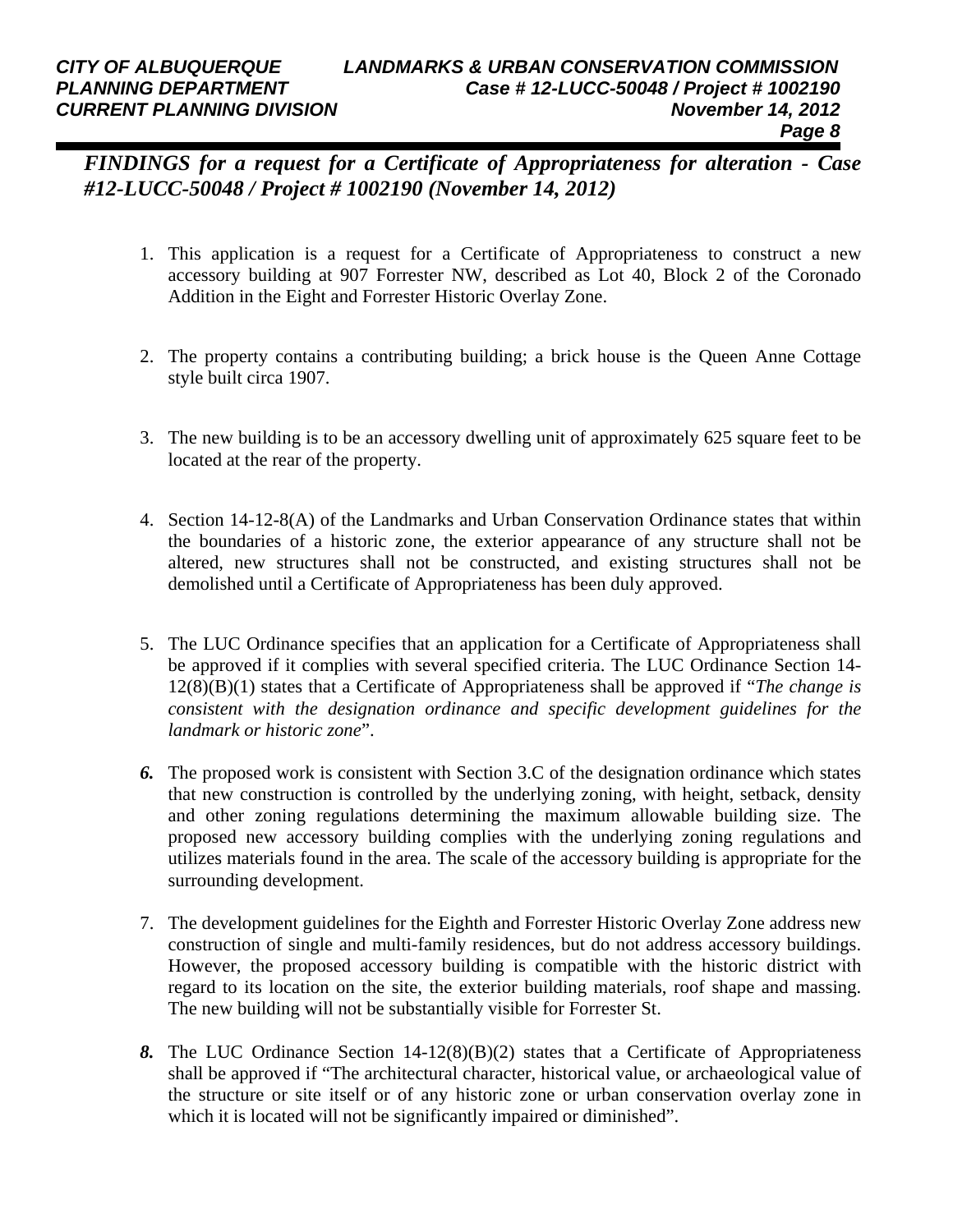***FINDINGS for a request for a Certificate of Appropriateness for alteration - Case #12-LUCC-50048 / Project # 1002190 (November 14, 2012)***

1. This application is a request for a Certificate of Appropriateness to construct a new accessory building at 907 Forrester NW, described as Lot 40, Block 2 of the Coronado Addition in the Eight and Forrester Historic Overlay Zone.

2. The property contains a contributing building; a brick house is the Queen Anne Cottage style built circa 1907.

3. The new building is to be an accessory dwelling unit of approximately 625 square feet to be located at the rear of the property.

4. Section 14-12-8(A) of the Landmarks and Urban Conservation Ordinance states that within the boundaries of a historic zone, the exterior appearance of any structure shall not be altered, new structures shall not be constructed, and existing structures shall not be demolished until a Certificate of Appropriateness has been duly approved.

5. The LUC Ordinance specifies that an application for a Certificate of Appropriateness shall be approved if it complies with several specified criteria. The LUC Ordinance Section 14-12(8)(B)(1) states that a Certificate of Appropriateness shall be approved if "*The change is consistent with the designation ordinance and specific development guidelines for the landmark or historic zone*".

6. The proposed work is consistent with Section 3.C of the designation ordinance which states that new construction is controlled by the underlying zoning, with height, setback, density and other zoning regulations determining the maximum allowable building size. The proposed new accessory building complies with the underlying zoning regulations and utilizes materials found in the area. The scale of the accessory building is appropriate for the surrounding development.

7. The development guidelines for the Eighth and Forrester Historic Overlay Zone address new construction of single and multi-family residences, but do not address accessory buildings. However, the proposed accessory building is compatible with the historic district with regard to its location on the site, the exterior building materials, roof shape and massing. The new building will not be substantially visible for Forrester St.

8. The LUC Ordinance Section 14-12(8)(B)(2) states that a Certificate of Appropriateness shall be approved if "The architectural character, historical value, or archaeological value of the structure or site itself or of any historic zone or urban conservation overlay zone in which it is located will not be significantly impaired or diminished".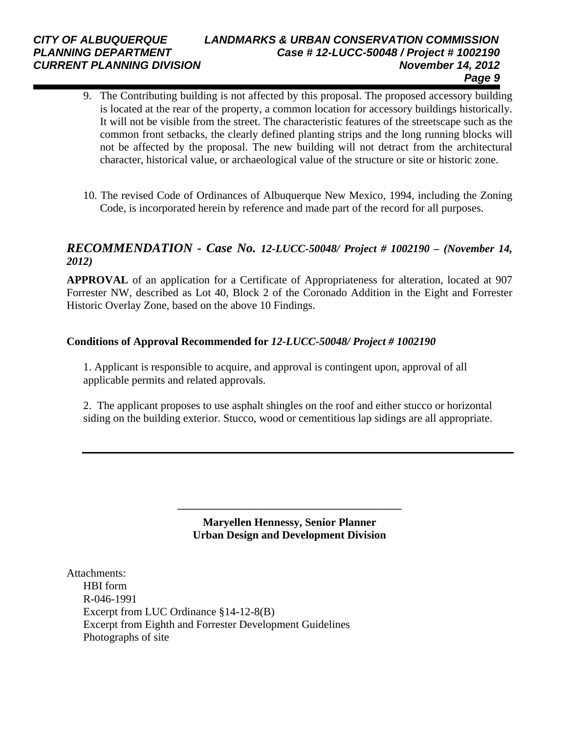9. The Contributing building is not affected by this proposal. The proposed accessory building is located at the rear of the property, a common location for accessory buildings historically. It will not be visible from the street. The characteristic features of the streetscape such as the common front setbacks, the clearly defined planting strips and the long running blocks will not be affected by the proposal. The new building will not detract from the architectural character, historical value, or archaeological value of the structure or site or historic zone.

10. The revised Code of Ordinances of Albuquerque New Mexico, 1994, including the Zoning Code, is incorporated herein by reference and made part of the record for all purposes.

## *RECOMMENDATION - Case No. 12-LUCC-50048/ Project # 1002190 – (November 14, 2012)*

**APPROVAL** of an application for a Certificate of Appropriateness for alteration, located at 907 Forrester NW, described as Lot 40, Block 2 of the Coronado Addition in the Eight and Forrester Historic Overlay Zone, based on the above 10 Findings.

**Conditions of Approval Recommended for *12-LUCC-50048/ Project # 1002190***

1. Applicant is responsible to acquire, and approval is contingent upon, approval of all applicable permits and related approvals.

2. The applicant proposes to use asphalt shingles on the roof and either stucco or horizontal siding on the building exterior. Stucco, wood or cementitious lap sidings are all appropriate.

---

\_\_\_\_\_\_\_\_\_\_\_\_\_\_\_\_\_\_\_\_\_\_\_\_\_\_\_\_\_\_\_\_\_\_\_\_\_\_\_\_

**Maryellen Hennessy, Senior Planner**
**Urban Design and Development Division**

Attachments:
- HBI form
- R-046-1991
- Excerpt from LUC Ordinance §14-12-8(B)
- Excerpt from Eighth and Forrester Development Guidelines
- Photographs of site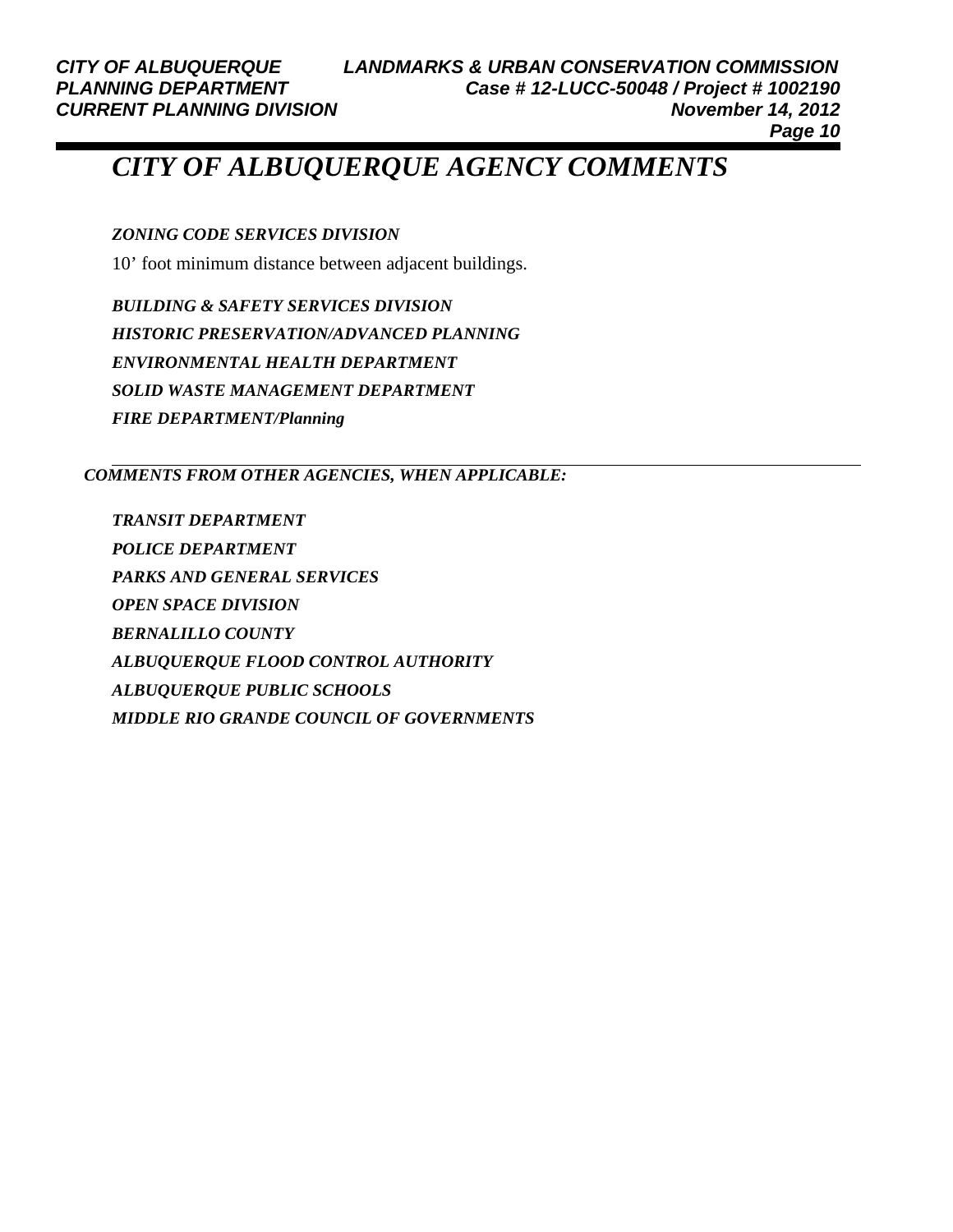# *CITY OF ALBUQUERQUE AGENCY COMMENTS*

***ZONING CODE SERVICES DIVISION***

10' foot minimum distance between adjacent buildings.

***BUILDING & SAFETY SERVICES DIVISION***

***HISTORIC PRESERVATION/ADVANCED PLANNING***

***ENVIRONMENTAL HEALTH DEPARTMENT***

***SOLID WASTE MANAGEMENT DEPARTMENT***

***FIRE DEPARTMENT/Planning***

***COMMENTS FROM OTHER AGENCIES, WHEN APPLICABLE:***

***TRANSIT DEPARTMENT***

***POLICE DEPARTMENT***

***PARKS AND GENERAL SERVICES***

***OPEN SPACE DIVISION***

***BERNALILLO COUNTY***

***ALBUQUERQUE FLOOD CONTROL AUTHORITY***

***ALBUQUERQUE PUBLIC SCHOOLS***

***MIDDLE RIO GRANDE COUNCIL OF GOVERNMENTS***